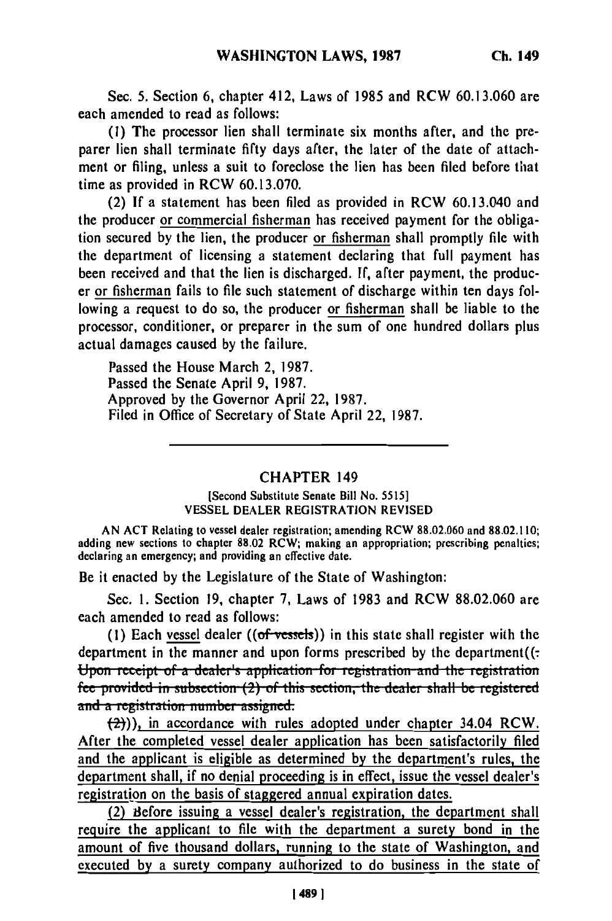Sec. 5. Section 6, chapter 412, Laws of 1985 and RCW 60.13.060 are each amended to read as follows:

(1) The processor lien shall terminate six months after, and the preparer lien shall terminate fifty days after, the later of the date of attachment or filing, unless a suit to foreclose the lien has been filed before that time as provided in RCW 60.13.070.

(2) If a statement has been filed as provided in RCW 60.13.040 and the producer or commercial fisherman has received payment for the obligation secured by the lien, the producer or fisherman shall promptly file with the department of licensing a statement declaring that full payment has been received and that the lien is discharged. If, after payment, the producer or fisherman fails to file such statement of discharge within ten days following a request to do so, the producer or fisherman shall be liable to the processor, conditioner, or preparer in the sum of one hundred dollars plus actual damages caused by the failure.

Passed the House March 2, 1987.
Passed the Senate April 9, 1987.
Approved by the Governor April 22, 1987.
Filed in Office of Secretary of State April 22, 1987.

---

## CHAPTER 149

[Second Substitute Senate Bill No. 5515]
VESSEL DEALER REGISTRATION REVISED

AN ACT Relating to vessel dealer registration; amending RCW 88.02.060 and 88.02.110; adding new sections to chapter 88.02 RCW; making an appropriation; prescribing penalties; declaring an emergency; and providing an effective date.

Be it enacted by the Legislature of the State of Washington:

Sec. 1. Section 19, chapter 7, Laws of 1983 and RCW 88.02.060 are each amended to read as follows:

(1) Each vessel dealer ((~~of vessels~~)) in this state shall register with the department in the manner and upon forms prescribed by the department((~~: Upon receipt of a dealer's application for registration and the registration fee provided in subsection (2) of this section, the dealer shall be registered and a registration number assigned.~~

~~(2)~~)), in accordance with rules adopted under chapter 34.04 RCW. After the completed vessel dealer application has been satisfactorily filed and the applicant is eligible as determined by the department's rules, the department shall, if no denial proceeding is in effect, issue the vessel dealer's registration on the basis of staggered annual expiration dates.

(2) Before issuing a vessel dealer's registration, the department shall require the applicant to file with the department a surety bond in the amount of five thousand dollars, running to the state of Washington, and executed by a surety company authorized to do business in the state of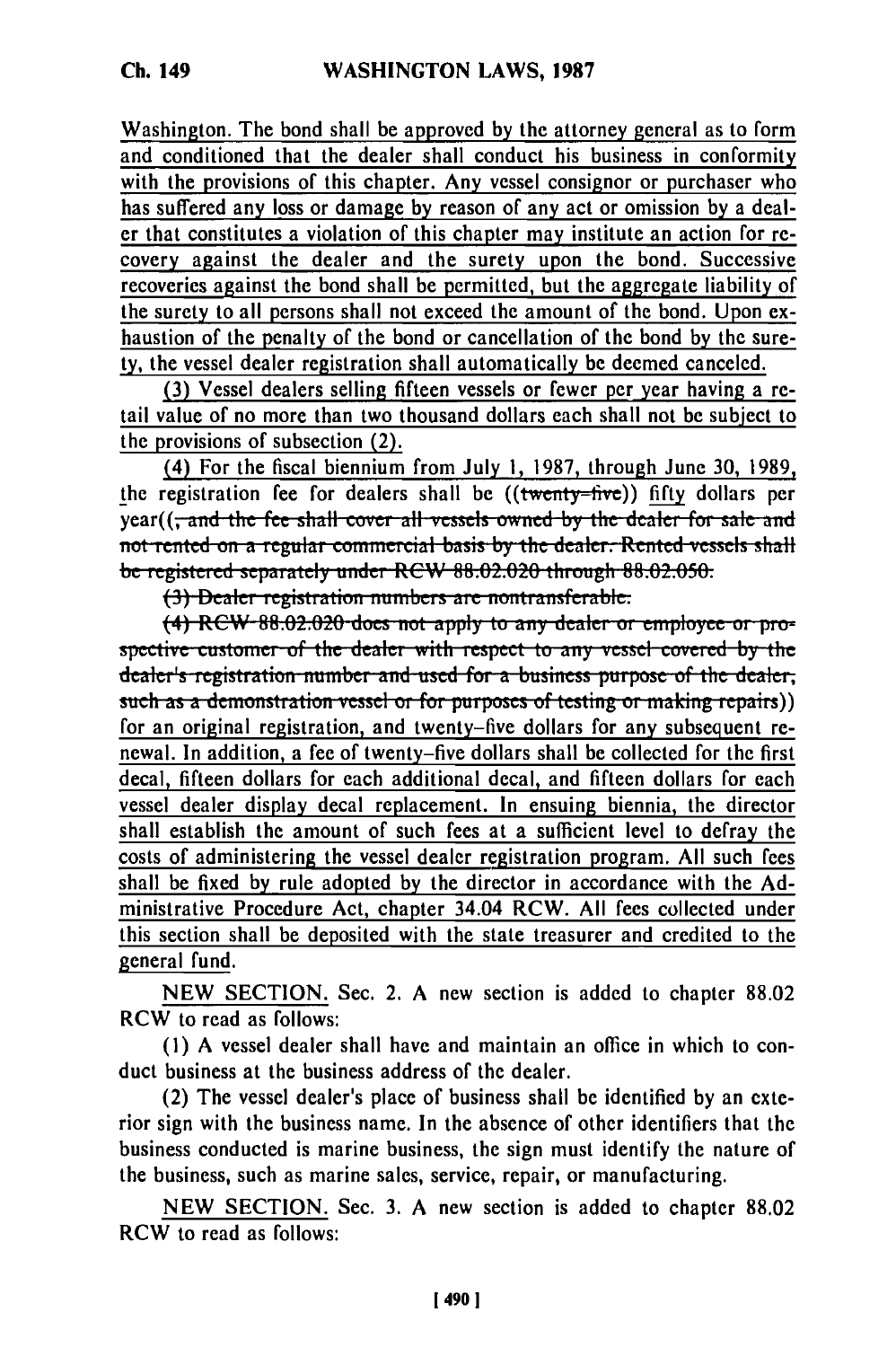Washington. The bond shall be approved by the attorney general as to form and conditioned that the dealer shall conduct his business in conformity with the provisions of this chapter. Any vessel consignor or purchaser who has suffered any loss or damage by reason of any act or omission by a dealer that constitutes a violation of this chapter may institute an action for recovery against the dealer and the surety upon the bond. Successive recoveries against the bond shall be permitted, but the aggregate liability of the surety to all persons shall not exceed the amount of the bond. Upon exhaustion of the penalty of the bond or cancellation of the bond by the surety, the vessel dealer registration shall automatically be deemed canceled.

(3) Vessel dealers selling fifteen vessels or fewer per year having a retail value of no more than two thousand dollars each shall not be subject to the provisions of subsection (2).

(4) For the fiscal biennium from July 1, 1987, through June 30, 1989, the registration fee for dealers shall be ((~~twenty-five~~)) fifty dollars per year((~~, and the fee shall cover all vessels owned by the dealer for sale and not rented on a regular commercial basis by the dealer. Rented vessels shall be registered separately under RCW 88.02.020 through 88.02.050.~~

~~(3) Dealer registration numbers are nontransferable.~~

~~(4) RCW 88.02.020 does not apply to any dealer or employee or prospective customer of the dealer with respect to any vessel covered by the dealer's registration number and used for a business purpose of the dealer, such as a demonstration vessel or for purposes of testing or making repairs~~)) for an original registration, and twenty-five dollars for any subsequent renewal. In addition, a fee of twenty-five dollars shall be collected for the first decal, fifteen dollars for each additional decal, and fifteen dollars for each vessel dealer display decal replacement. In ensuing biennia, the director shall establish the amount of such fees at a sufficient level to defray the costs of administering the vessel dealer registration program. All such fees shall be fixed by rule adopted by the director in accordance with the Administrative Procedure Act, chapter 34.04 RCW. All fees collected under this section shall be deposited with the state treasurer and credited to the general fund.

NEW SECTION. Sec. 2. A new section is added to chapter 88.02 RCW to read as follows:

(1) A vessel dealer shall have and maintain an office in which to conduct business at the business address of the dealer.

(2) The vessel dealer's place of business shall be identified by an exterior sign with the business name. In the absence of other identifiers that the business conducted is marine business, the sign must identify the nature of the business, such as marine sales, service, repair, or manufacturing.

NEW SECTION. Sec. 3. A new section is added to chapter 88.02 RCW to read as follows: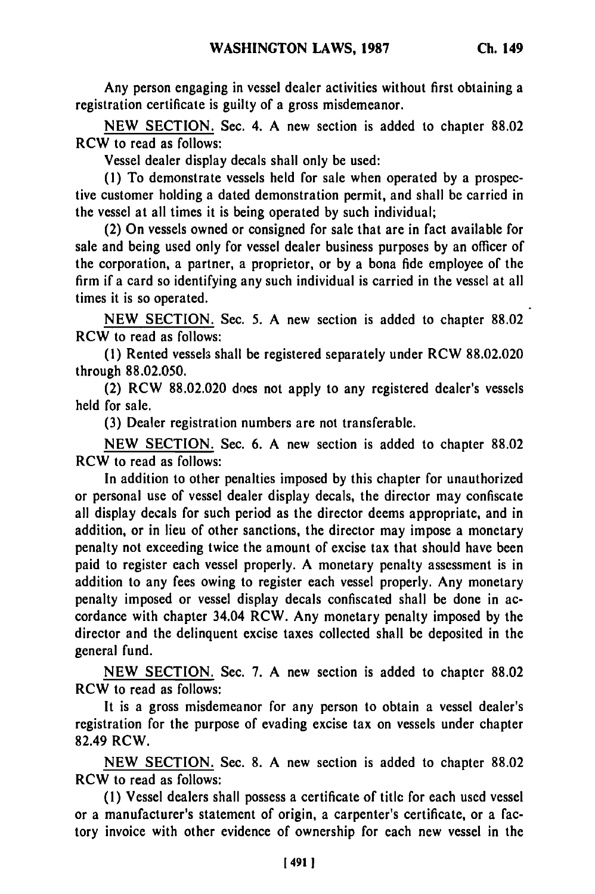Any person engaging in vessel dealer activities without first obtaining a registration certificate is guilty of a gross misdemeanor.

NEW SECTION. Sec. 4. A new section is added to chapter 88.02 RCW to read as follows:

Vessel dealer display decals shall only be used:

(1) To demonstrate vessels held for sale when operated by a prospective customer holding a dated demonstration permit, and shall be carried in the vessel at all times it is being operated by such individual;

(2) On vessels owned or consigned for sale that are in fact available for sale and being used only for vessel dealer business purposes by an officer of the corporation, a partner, a proprietor, or by a bona fide employee of the firm if a card so identifying any such individual is carried in the vessel at all times it is so operated.

NEW SECTION. Sec. 5. A new section is added to chapter 88.02 RCW to read as follows:

(1) Rented vessels shall be registered separately under RCW 88.02.020 through 88.02.050.

(2) RCW 88.02.020 does not apply to any registered dealer's vessels held for sale.

(3) Dealer registration numbers are not transferable.

NEW SECTION. Sec. 6. A new section is added to chapter 88.02 RCW to read as follows:

In addition to other penalties imposed by this chapter for unauthorized or personal use of vessel dealer display decals, the director may confiscate all display decals for such period as the director deems appropriate, and in addition, or in lieu of other sanctions, the director may impose a monetary penalty not exceeding twice the amount of excise tax that should have been paid to register each vessel properly. A monetary penalty assessment is in addition to any fees owing to register each vessel properly. Any monetary penalty imposed or vessel display decals confiscated shall be done in accordance with chapter 34.04 RCW. Any monetary penalty imposed by the director and the delinquent excise taxes collected shall be deposited in the general fund.

NEW SECTION. Sec. 7. A new section is added to chapter 88.02 RCW to read as follows:

It is a gross misdemeanor for any person to obtain a vessel dealer's registration for the purpose of evading excise tax on vessels under chapter 82.49 RCW.

NEW SECTION. Sec. 8. A new section is added to chapter 88.02 RCW to read as follows:

(1) Vessel dealers shall possess a certificate of title for each used vessel or a manufacturer's statement of origin, a carpenter's certificate, or a factory invoice with other evidence of ownership for each new vessel in the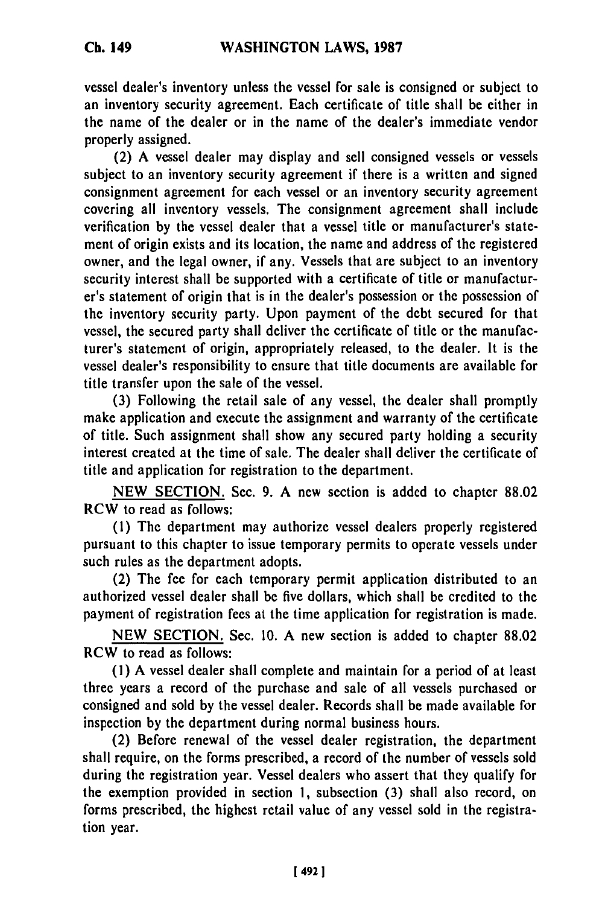vessel dealer's inventory unless the vessel for sale is consigned or subject to an inventory security agreement. Each certificate of title shall be either in the name of the dealer or in the name of the dealer's immediate vendor properly assigned.

(2) A vessel dealer may display and sell consigned vessels or vessels subject to an inventory security agreement if there is a written and signed consignment agreement for each vessel or an inventory security agreement covering all inventory vessels. The consignment agreement shall include verification by the vessel dealer that a vessel title or manufacturer's statement of origin exists and its location, the name and address of the registered owner, and the legal owner, if any. Vessels that are subject to an inventory security interest shall be supported with a certificate of title or manufacturer's statement of origin that is in the dealer's possession or the possession of the inventory security party. Upon payment of the debt secured for that vessel, the secured party shall deliver the certificate of title or the manufacturer's statement of origin, appropriately released, to the dealer. It is the vessel dealer's responsibility to ensure that title documents are available for title transfer upon the sale of the vessel.

(3) Following the retail sale of any vessel, the dealer shall promptly make application and execute the assignment and warranty of the certificate of title. Such assignment shall show any secured party holding a security interest created at the time of sale. The dealer shall deliver the certificate of title and application for registration to the department.

NEW SECTION. Sec. 9. A new section is added to chapter 88.02 RCW to read as follows:

(1) The department may authorize vessel dealers properly registered pursuant to this chapter to issue temporary permits to operate vessels under such rules as the department adopts.

(2) The fee for each temporary permit application distributed to an authorized vessel dealer shall be five dollars, which shall be credited to the payment of registration fees at the time application for registration is made.

NEW SECTION. Sec. 10. A new section is added to chapter 88.02 RCW to read as follows:

(1) A vessel dealer shall complete and maintain for a period of at least three years a record of the purchase and sale of all vessels purchased or consigned and sold by the vessel dealer. Records shall be made available for inspection by the department during normal business hours.

(2) Before renewal of the vessel dealer registration, the department shall require, on the forms prescribed, a record of the number of vessels sold during the registration year. Vessel dealers who assert that they qualify for the exemption provided in section 1, subsection (3) shall also record, on forms prescribed, the highest retail value of any vessel sold in the registration year.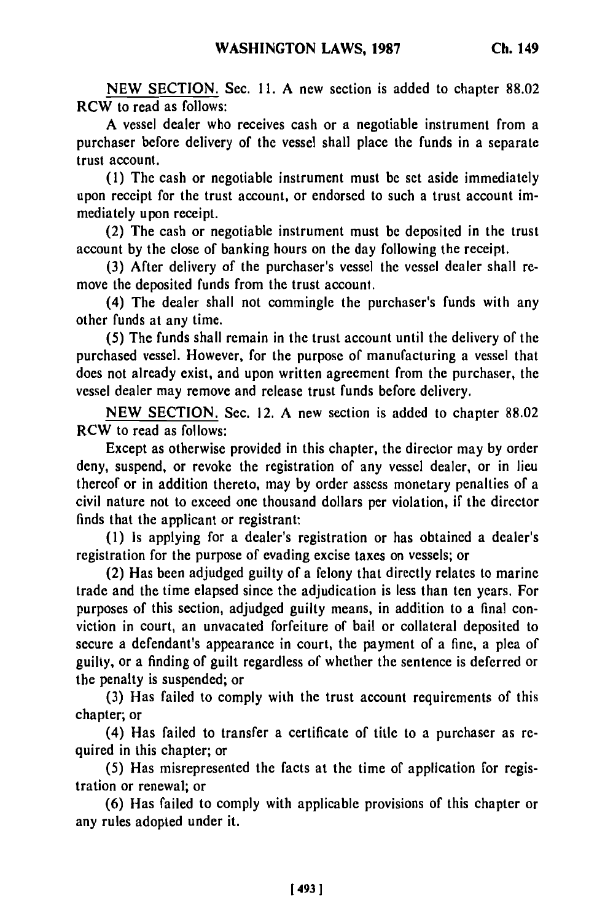NEW SECTION. Sec. 11. A new section is added to chapter 88.02 RCW to read as follows:

A vessel dealer who receives cash or a negotiable instrument from a purchaser before delivery of the vessel shall place the funds in a separate trust account.

(1) The cash or negotiable instrument must be set aside immediately upon receipt for the trust account, or endorsed to such a trust account immediately upon receipt.

(2) The cash or negotiable instrument must be deposited in the trust account by the close of banking hours on the day following the receipt.

(3) After delivery of the purchaser's vessel the vessel dealer shall remove the deposited funds from the trust account.

(4) The dealer shall not commingle the purchaser's funds with any other funds at any time.

(5) The funds shall remain in the trust account until the delivery of the purchased vessel. However, for the purpose of manufacturing a vessel that does not already exist, and upon written agreement from the purchaser, the vessel dealer may remove and release trust funds before delivery.

NEW SECTION. Sec. 12. A new section is added to chapter 88.02 RCW to read as follows:

Except as otherwise provided in this chapter, the director may by order deny, suspend, or revoke the registration of any vessel dealer, or in lieu thereof or in addition thereto, may by order assess monetary penalties of a civil nature not to exceed one thousand dollars per violation, if the director finds that the applicant or registrant:

(1) Is applying for a dealer's registration or has obtained a dealer's registration for the purpose of evading excise taxes on vessels; or

(2) Has been adjudged guilty of a felony that directly relates to marine trade and the time elapsed since the adjudication is less than ten years. For purposes of this section, adjudged guilty means, in addition to a final conviction in court, an unvacated forfeiture of bail or collateral deposited to secure a defendant's appearance in court, the payment of a fine, a plea of guilty, or a finding of guilt regardless of whether the sentence is deferred or the penalty is suspended; or

(3) Has failed to comply with the trust account requirements of this chapter; or

(4) Has failed to transfer a certificate of title to a purchaser as required in this chapter; or

(5) Has misrepresented the facts at the time of application for registration or renewal; or

(6) Has failed to comply with applicable provisions of this chapter or any rules adopted under it.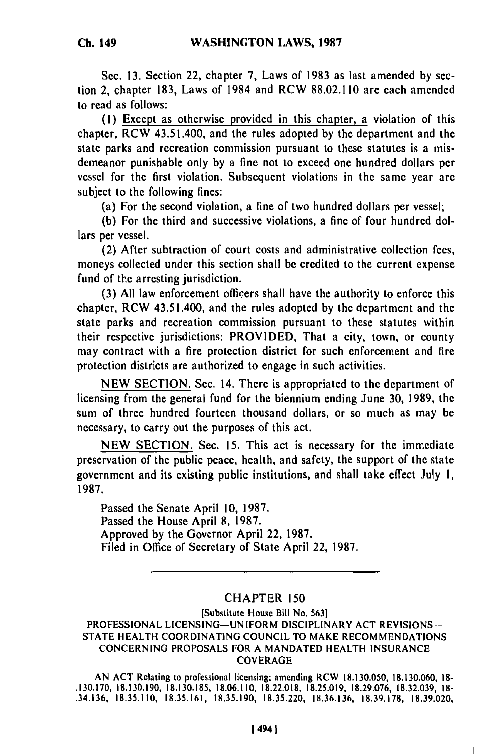Sec. 13. Section 22, chapter 7, Laws of 1983 as last amended by section 2, chapter 183, Laws of 1984 and RCW 88.02.110 are each amended to read as follows:

(1) Except as otherwise provided in this chapter, a violation of this chapter, RCW 43.51.400, and the rules adopted by the department and the state parks and recreation commission pursuant to these statutes is a misdemeanor punishable only by a fine not to exceed one hundred dollars per vessel for the first violation. Subsequent violations in the same year are subject to the following fines:

(a) For the second violation, a fine of two hundred dollars per vessel;

(b) For the third and successive violations, a fine of four hundred dollars per vessel.

(2) After subtraction of court costs and administrative collection fees, moneys collected under this section shall be credited to the current expense fund of the arresting jurisdiction.

(3) All law enforcement officers shall have the authority to enforce this chapter, RCW 43.51.400, and the rules adopted by the department and the state parks and recreation commission pursuant to these statutes within their respective jurisdictions: PROVIDED, That a city, town, or county may contract with a fire protection district for such enforcement and fire protection districts are authorized to engage in such activities.

NEW SECTION. Sec. 14. There is appropriated to the department of licensing from the general fund for the biennium ending June 30, 1989, the sum of three hundred fourteen thousand dollars, or so much as may be necessary, to carry out the purposes of this act.

NEW SECTION. Sec. 15. This act is necessary for the immediate preservation of the public peace, health, and safety, the support of the state government and its existing public institutions, and shall take effect July 1, 1987.

Passed the Senate April 10, 1987.
Passed the House April 8, 1987.
Approved by the Governor April 22, 1987.
Filed in Office of Secretary of State April 22, 1987.

---

## CHAPTER 150

[Substitute House Bill No. 563]

PROFESSIONAL LICENSING—UNIFORM DISCIPLINARY ACT REVISIONS—STATE HEALTH COORDINATING COUNCIL TO MAKE RECOMMENDATIONS CONCERNING PROPOSALS FOR A MANDATED HEALTH INSURANCE COVERAGE

AN ACT Relating to professional licensing; amending RCW 18.130.050, 18.130.060, 18.130.170, 18.130.190, 18.130.185, 18.06.110, 18.22.018, 18.25.019, 18.29.076, 18.32.039, 18.34.136, 18.35.110, 18.35.161, 18.35.190, 18.35.220, 18.36.136, 18.39.178, 18.39.020,